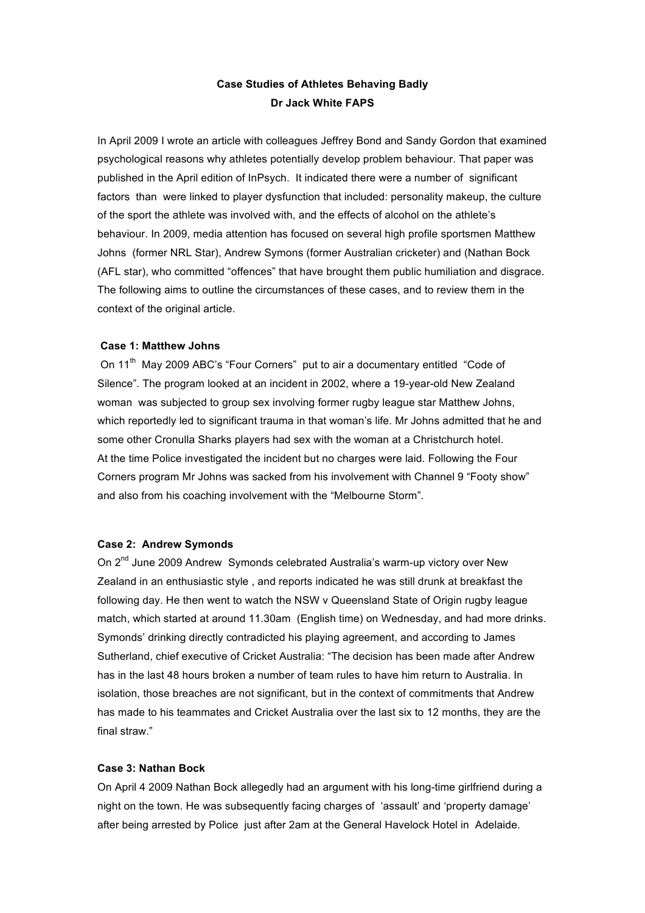**Case Studies of Athletes Behaving Badly**

**Dr Jack White FAPS**

In April 2009 I wrote an article with colleagues Jeffrey Bond and Sandy Gordon that examined psychological reasons why athletes potentially develop problem behaviour. That paper was published in the April edition of InPsych. It indicated there were a number of significant factors than were linked to player dysfunction that included: personality makeup, the culture of the sport the athlete was involved with, and the effects of alcohol on the athlete's behaviour. In 2009, media attention has focused on several high profile sportsmen Matthew Johns (former NRL Star), Andrew Symons (former Australian cricketer) and (Nathan Bock (AFL star), who committed "offences" that have brought them public humiliation and disgrace. The following aims to outline the circumstances of these cases, and to review them in the context of the original article.

**Case 1: Matthew Johns**

On 11th May 2009 ABC's "Four Corners" put to air a documentary entitled "Code of Silence". The program looked at an incident in 2002, where a 19-year-old New Zealand woman was subjected to group sex involving former rugby league star Matthew Johns, which reportedly led to significant trauma in that woman's life. Mr Johns admitted that he and some other Cronulla Sharks players had sex with the woman at a Christchurch hotel. At the time Police investigated the incident but no charges were laid. Following the Four Corners program Mr Johns was sacked from his involvement with Channel 9 "Footy show" and also from his coaching involvement with the "Melbourne Storm".

**Case 2: Andrew Symonds**

On 2nd June 2009 Andrew Symonds celebrated Australia's warm-up victory over New Zealand in an enthusiastic style , and reports indicated he was still drunk at breakfast the following day. He then went to watch the NSW v Queensland State of Origin rugby league match, which started at around 11.30am (English time) on Wednesday, and had more drinks. Symonds' drinking directly contradicted his playing agreement, and according to James Sutherland, chief executive of Cricket Australia: "The decision has been made after Andrew has in the last 48 hours broken a number of team rules to have him return to Australia. In isolation, those breaches are not significant, but in the context of commitments that Andrew has made to his teammates and Cricket Australia over the last six to 12 months, they are the final straw."

**Case 3: Nathan Bock**

On April 4 2009 Nathan Bock allegedly had an argument with his long-time girlfriend during a night on the town. He was subsequently facing charges of 'assault' and 'property damage' after being arrested by Police just after 2am at the General Havelock Hotel in Adelaide.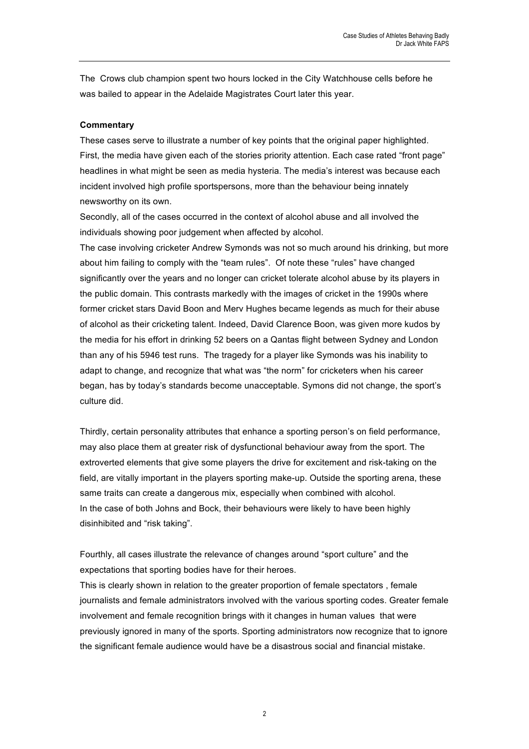The Crows club champion spent two hours locked in the City Watchhouse cells before he was bailed to appear in the Adelaide Magistrates Court later this year.

**Commentary**

These cases serve to illustrate a number of key points that the original paper highlighted. First, the media have given each of the stories priority attention. Each case rated "front page" headlines in what might be seen as media hysteria. The media's interest was because each incident involved high profile sportspersons, more than the behaviour being innately newsworthy on its own.

Secondly, all of the cases occurred in the context of alcohol abuse and all involved the individuals showing poor judgement when affected by alcohol.

The case involving cricketer Andrew Symonds was not so much around his drinking, but more about him failing to comply with the "team rules". Of note these "rules" have changed significantly over the years and no longer can cricket tolerate alcohol abuse by its players in the public domain. This contrasts markedly with the images of cricket in the 1990s where former cricket stars David Boon and Merv Hughes became legends as much for their abuse of alcohol as their cricketing talent. Indeed, David Clarence Boon, was given more kudos by the media for his effort in drinking 52 beers on a Qantas flight between Sydney and London than any of his 5946 test runs. The tragedy for a player like Symonds was his inability to adapt to change, and recognize that what was "the norm" for cricketers when his career began, has by today's standards become unacceptable. Symons did not change, the sport's culture did.

Thirdly, certain personality attributes that enhance a sporting person's on field performance, may also place them at greater risk of dysfunctional behaviour away from the sport. The extroverted elements that give some players the drive for excitement and risk-taking on the field, are vitally important in the players sporting make-up. Outside the sporting arena, these same traits can create a dangerous mix, especially when combined with alcohol.

In the case of both Johns and Bock, their behaviours were likely to have been highly disinhibited and "risk taking".

Fourthly, all cases illustrate the relevance of changes around "sport culture" and the expectations that sporting bodies have for their heroes.

This is clearly shown in relation to the greater proportion of female spectators , female journalists and female administrators involved with the various sporting codes. Greater female involvement and female recognition brings with it changes in human values that were previously ignored in many of the sports. Sporting administrators now recognize that to ignore the significant female audience would have be a disastrous social and financial mistake.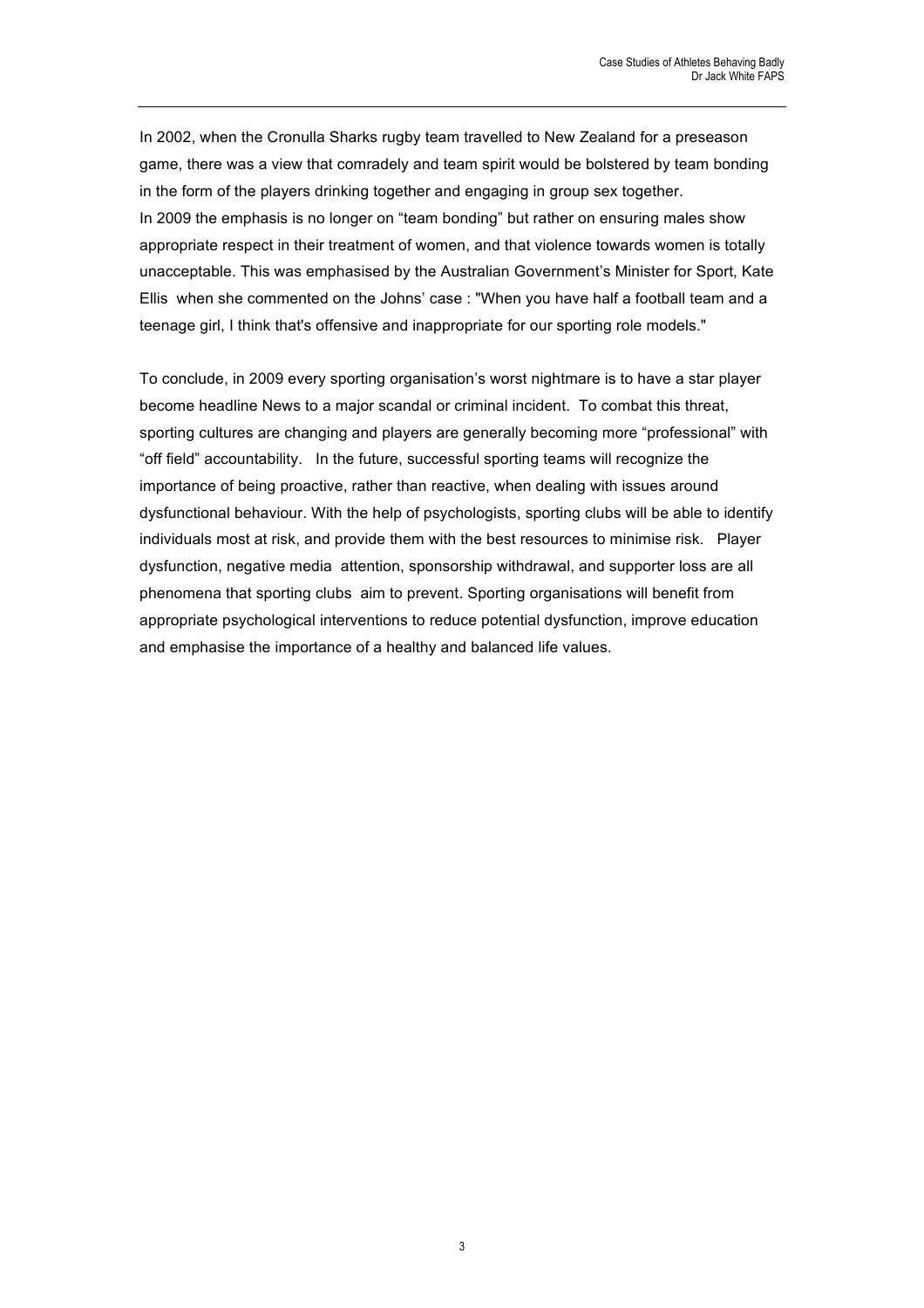In 2002, when the Cronulla Sharks rugby team travelled to New Zealand for a preseason game, there was a view that comradely and team spirit would be bolstered by team bonding in the form of the players drinking together and engaging in group sex together.
In 2009 the emphasis is no longer on "team bonding" but rather on ensuring males show appropriate respect in their treatment of women, and that violence towards women is totally unacceptable. This was emphasised by the Australian Government's Minister for Sport, Kate Ellis when she commented on the Johns' case : "When you have half a football team and a teenage girl, I think that's offensive and inappropriate for our sporting role models."

To conclude, in 2009 every sporting organisation's worst nightmare is to have a star player become headline News to a major scandal or criminal incident. To combat this threat, sporting cultures are changing and players are generally becoming more "professional" with "off field" accountability. In the future, successful sporting teams will recognize the importance of being proactive, rather than reactive, when dealing with issues around dysfunctional behaviour. With the help of psychologists, sporting clubs will be able to identify individuals most at risk, and provide them with the best resources to minimise risk. Player dysfunction, negative media attention, sponsorship withdrawal, and supporter loss are all phenomena that sporting clubs aim to prevent. Sporting organisations will benefit from appropriate psychological interventions to reduce potential dysfunction, improve education and emphasise the importance of a healthy and balanced life values.